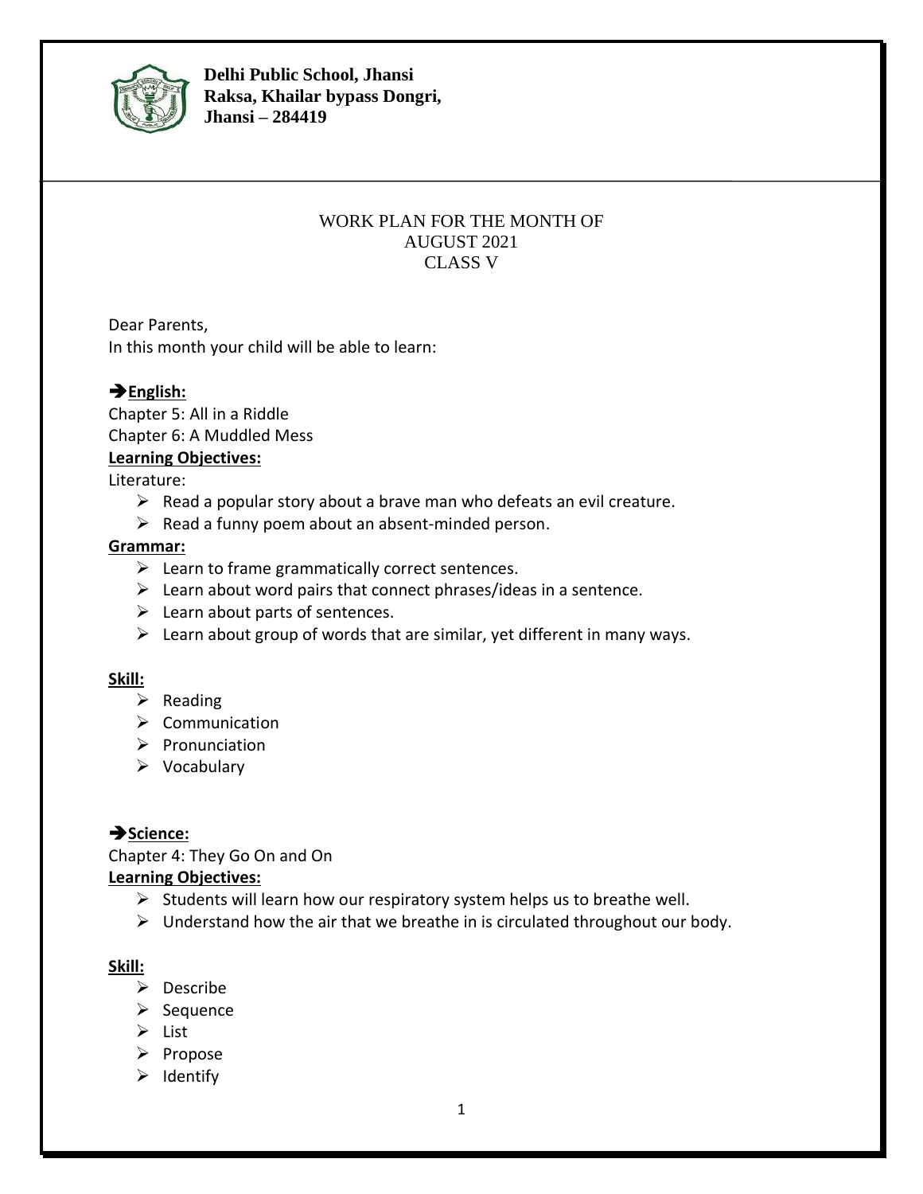**Delhi Public School, Jhansi**
**Raksa, Khailar bypass Dongri,**
**Jhansi – 284419**

WORK PLAN FOR THE MONTH OF
AUGUST 2021
CLASS V

Dear Parents,
In this month your child will be able to learn:

## ➔ English:

Chapter 5: All in a Riddle
Chapter 6: A Muddled Mess

**Learning Objectives:**

Literature:

- Read a popular story about a brave man who defeats an evil creature.
- Read a funny poem about an absent-minded person.

**Grammar:**

- Learn to frame grammatically correct sentences.
- Learn about word pairs that connect phrases/ideas in a sentence.
- Learn about parts of sentences.
- Learn about group of words that are similar, yet different in many ways.

**Skill:**

- Reading
- Communication
- Pronunciation
- Vocabulary

## ➔ Science:

Chapter 4: They Go On and On

**Learning Objectives:**

- Students will learn how our respiratory system helps us to breathe well.
- Understand how the air that we breathe in is circulated throughout our body.

**Skill:**

- Describe
- Sequence
- List
- Propose
- Identify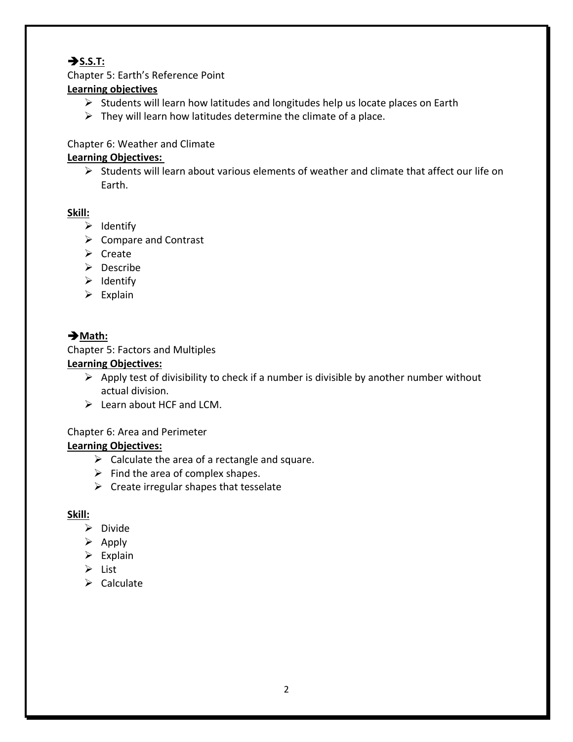## ➔**S.S.T:**

Chapter 5: Earth's Reference Point

**Learning objectives**

- Students will learn how latitudes and longitudes help us locate places on Earth
- They will learn how latitudes determine the climate of a place.

Chapter 6: Weather and Climate

**Learning Objectives:**

- Students will learn about various elements of weather and climate that affect our life on Earth.

**Skill:**

- Identify
- Compare and Contrast
- Create
- Describe
- Identify
- Explain

## ➔**Math:**

Chapter 5: Factors and Multiples

**Learning Objectives:**

- Apply test of divisibility to check if a number is divisible by another number without actual division.
- Learn about HCF and LCM.

Chapter 6: Area and Perimeter

**Learning Objectives:**

- Calculate the area of a rectangle and square.
- Find the area of complex shapes.
- Create irregular shapes that tesselate

**Skill:**

- Divide
- Apply
- Explain
- List
- Calculate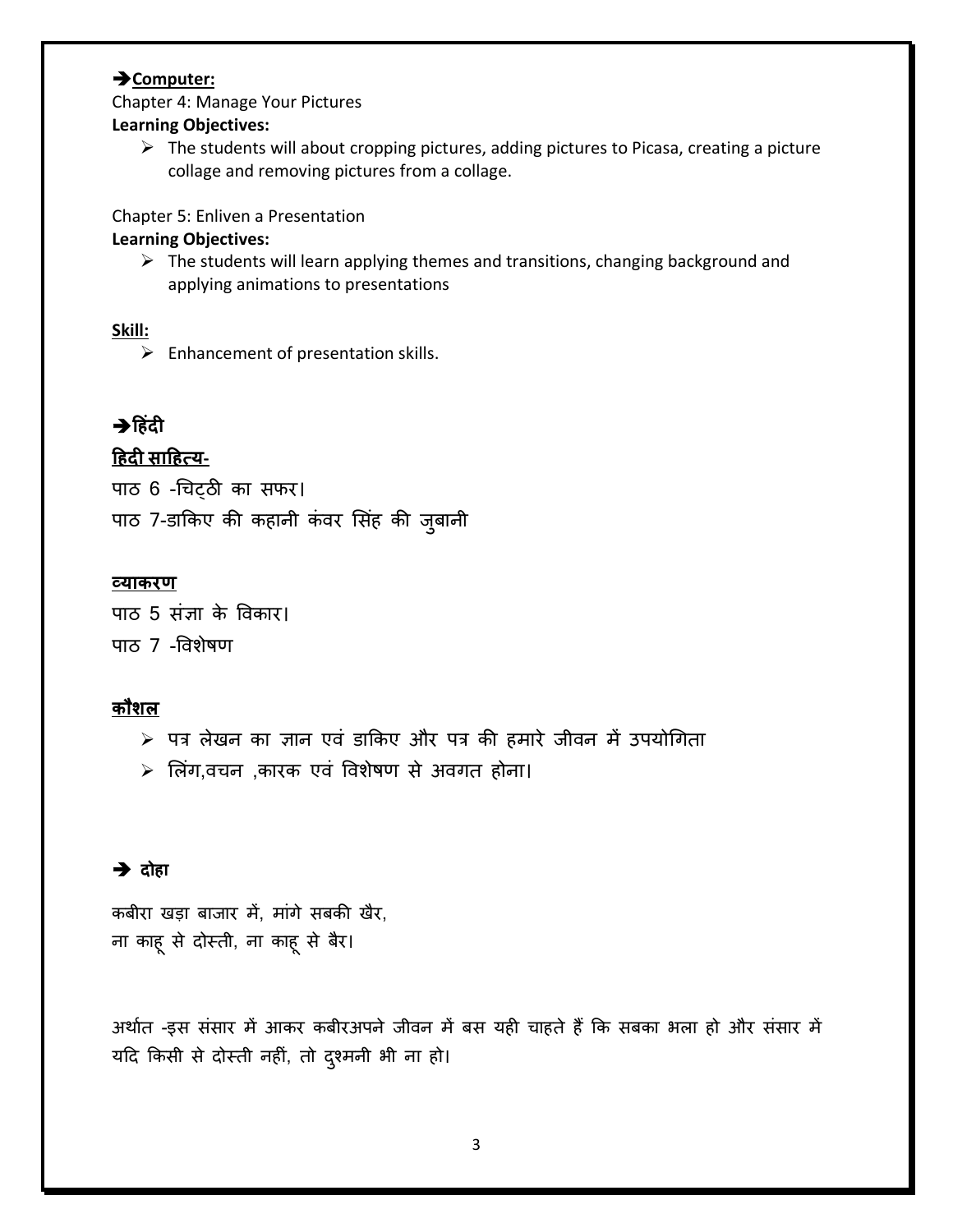**➔Computer:**

Chapter 4: Manage Your Pictures

**Learning Objectives:**

- ➢ The students will about cropping pictures, adding pictures to Picasa, creating a picture collage and removing pictures from a collage.

Chapter 5: Enliven a Presentation

**Learning Objectives:**

- ➢ The students will learn applying themes and transitions, changing background and applying animations to presentations

**Skill:**

- ➢ Enhancement of presentation skills.

**➔हिंदी**

**हिदी साहित्य-**

पाठ 6 -चिट्ठी का सफर।

पाठ 7-डाकिए की कहानी कंवर सिंह की जुबानी

**व्याकरण**

पाठ 5 संज्ञा के विकार।

पाठ 7 -विशेषण

**कौशल**

- ➢ पत्र लेखन का ज्ञान एवं डाकिए और पत्र की हमारे जीवन में उपयोगिता
- ➢ लिंग,वचन ,कारक एवं विशेषण से अवगत होना।

**➔ दोहा**

कबीरा खड़ा बाजार में, मांगे सबकी खैर,
ना काहू से दोस्ती, ना काहू से बैर।

अर्थात -इस संसार में आकर कबीरअपने जीवन में बस यही चाहते हैं कि सबका भला हो और संसार में यदि किसी से दोस्ती नहीं, तो दुश्मनी भी ना हो।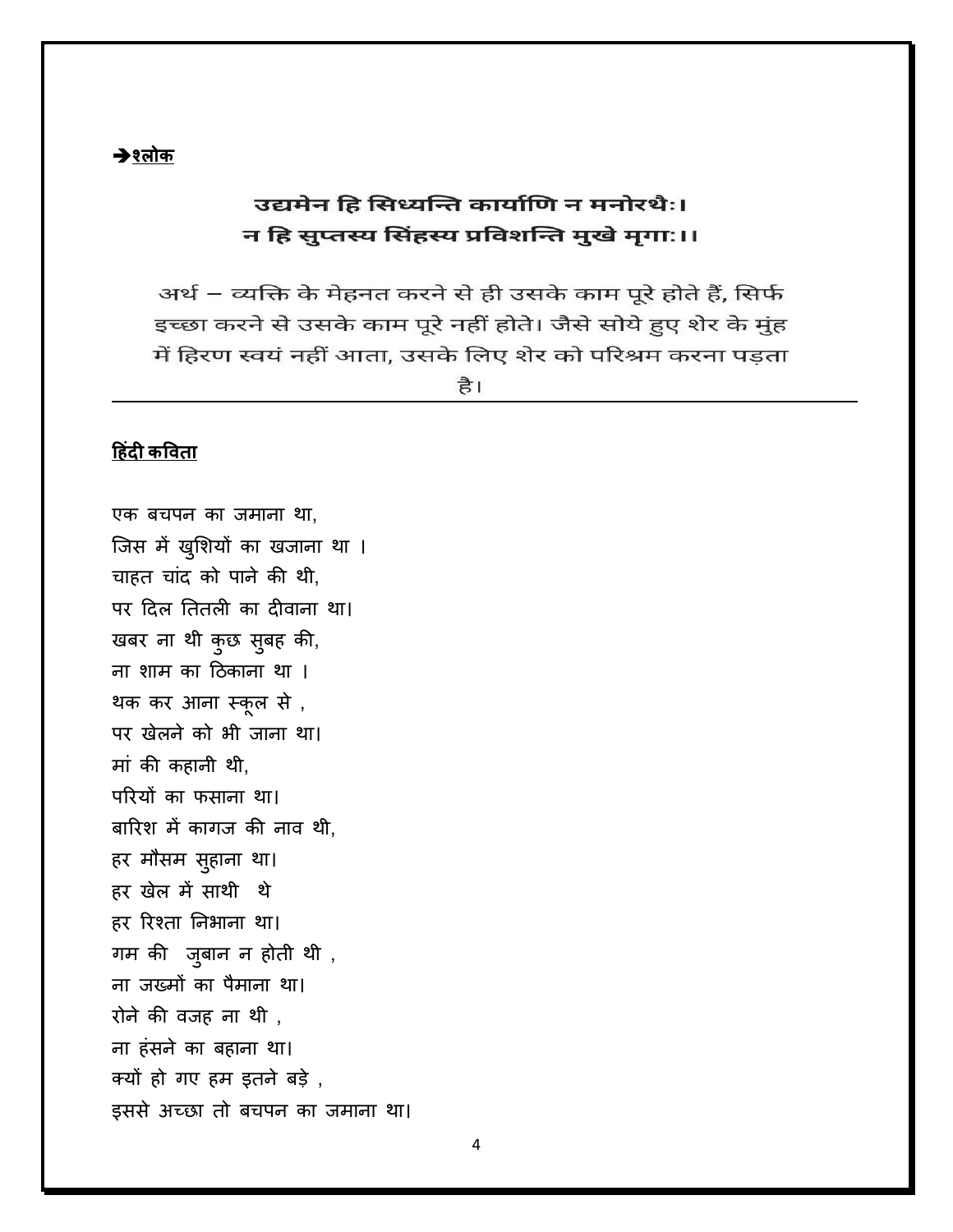**➔श्लोक**

**उद्यमेन हि सिध्यन्ति कार्याणि न मनोरथैः।**
**न हि सुप्तस्य सिंहस्य प्रविशन्ति मुखे मृगाः।।**

अर्थ – व्यक्ति के मेहनत करने से ही उसके काम पूरे होते हैं, सिर्फ इच्छा करने से उसके काम पूरे नहीं होते। जैसे सोये हुए शेर के मुंह में हिरण स्वयं नहीं आता, उसके लिए शेर को परिश्रम करना पड़ता है।

---

**हिंदी कविता**

एक बचपन का जमाना था,
जिस में खुशियों का खजाना था ।
चाहत चांद को पाने की थी,
पर दिल तितली का दीवाना था।
खबर ना थी कुछ सुबह की,
ना शाम का ठिकाना था ।
थक कर आना स्कूल से ,
पर खेलने को भी जाना था।
मां की कहानी थी,
परियों का फसाना था।
बारिश में कागज की नाव थी,
हर मौसम सुहाना था।
हर खेल में साथी थे
हर रिश्ता निभाना था।
गम की जुबान न होती थी ,
ना जख्मों का पैमाना था।
रोने की वजह ना थी ,
ना हंसने का बहाना था।
क्यों हो गए हम इतने बड़े ,
इससे अच्छा तो बचपन का जमाना था।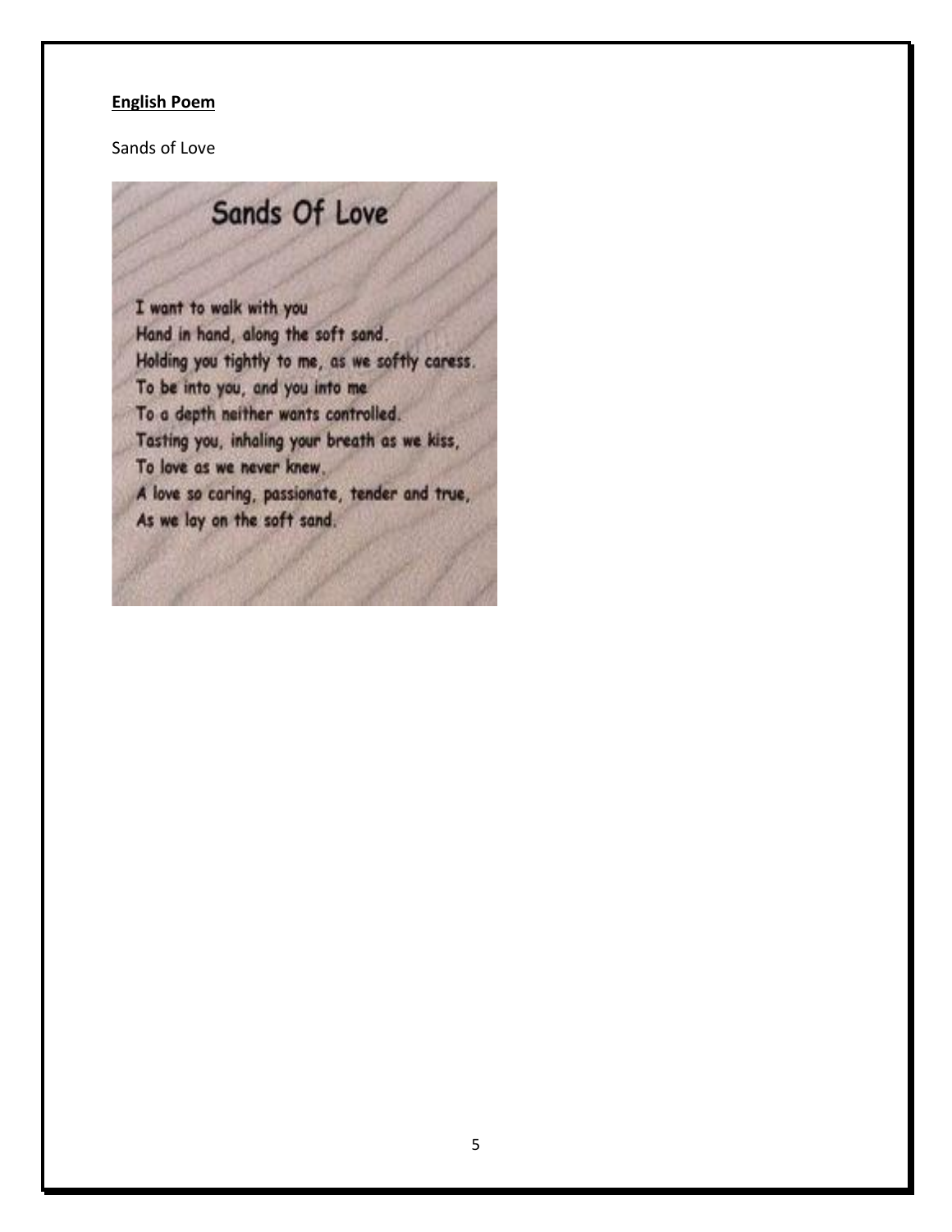**English Poem**

Sands of Love

## Sands Of Love

I want to walk with you
Hand in hand, along the soft sand.
Holding you tightly to me, as we softly caress.
To be into you, and you into me
To a depth neither wants controlled.
Tasting you, inhaling your breath as we kiss,
To love as we never knew.
A love so caring, passionate, tender and true,
As we lay on the soft sand.